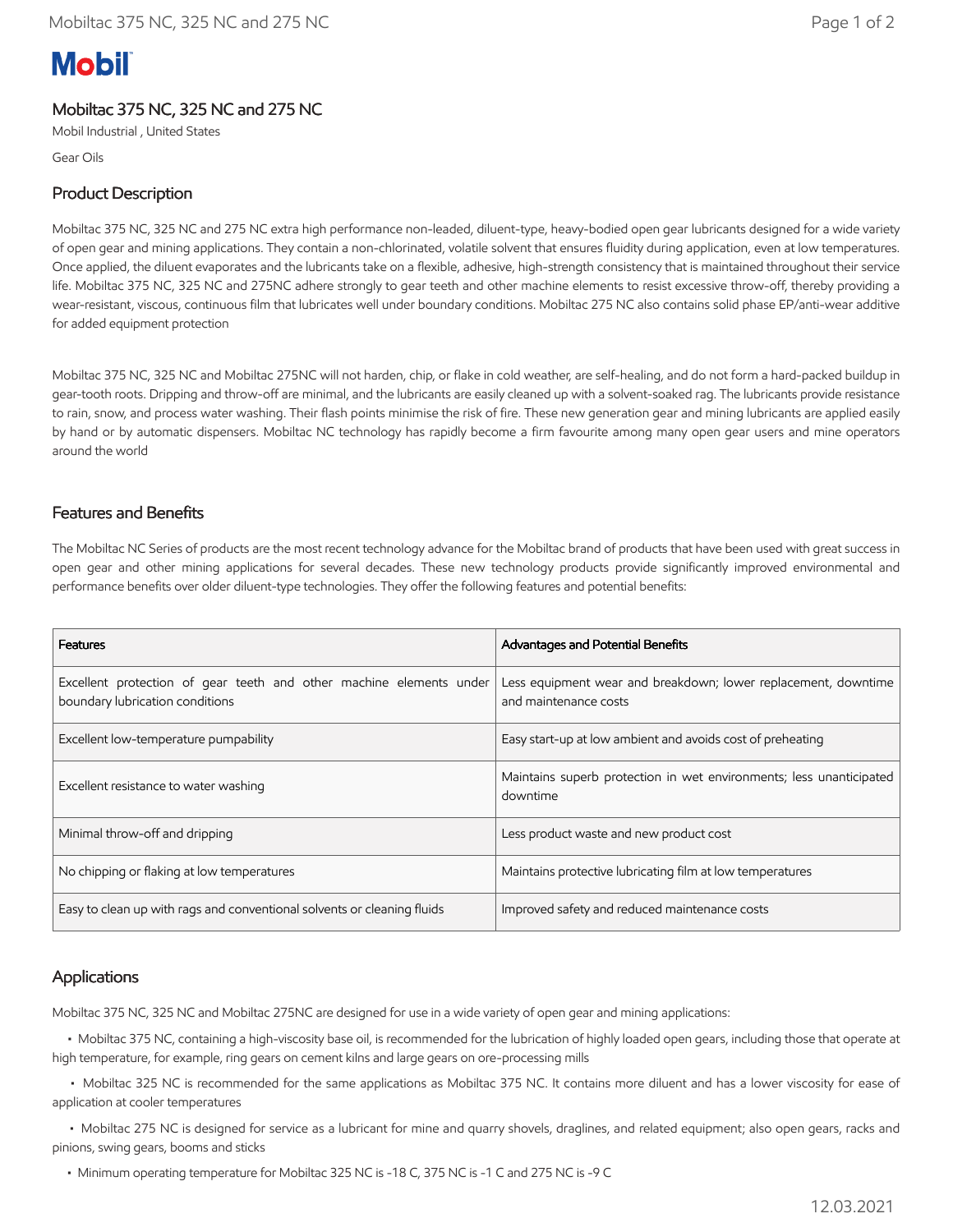Mobil

# Mobiltac 375 NC, 325 NC and 275 NC

Mobil Industrial , United States

Gear Oils

## Product Description

Mobiltac 375 NC, 325 NC and 275 NC extra high performance non-leaded, diluent-type, heavy-bodied open gear lubricants designed for a wide variety of open gear and mining applications. They contain a non-chlorinated, volatile solvent that ensures fluidity during application, even at low temperatures. Once applied, the diluent evaporates and the lubricants take on a flexible, adhesive, high-strength consistency that is maintained throughout their service life. Mobiltac 375 NC, 325 NC and 275NC adhere strongly to gear teeth and other machine elements to resist excessive throw-off, thereby providing a wear-resistant, viscous, continuous film that lubricates well under boundary conditions. Mobiltac 275 NC also contains solid phase EP/anti-wear additive for added equipment protection

Mobiltac 375 NC, 325 NC and Mobiltac 275NC will not harden, chip, or flake in cold weather, are self-healing, and do not form a hard-packed buildup in gear-tooth roots. Dripping and throw-off are minimal, and the lubricants are easily cleaned up with a solvent-soaked rag. The lubricants provide resistance to rain, snow, and process water washing. Their flash points minimise the risk of fire. These new generation gear and mining lubricants are applied easily by hand or by automatic dispensers. Mobiltac NC technology has rapidly become a firm favourite among many open gear users and mine operators around the world

## Features and Benefits

The Mobiltac NC Series of products are the most recent technology advance for the Mobiltac brand of products that have been used with great success in open gear and other mining applications for several decades. These new technology products provide significantly improved environmental and performance benefits over older diluent-type technologies. They offer the following features and potential benefits:

| Features | Advantages and Potential Benefits |
|---|---|
| Excellent protection of gear teeth and other machine elements under boundary lubrication conditions | Less equipment wear and breakdown; lower replacement, downtime and maintenance costs |
| Excellent low-temperature pumpability | Easy start-up at low ambient and avoids cost of preheating |
| Excellent resistance to water washing | Maintains superb protection in wet environments; less unanticipated downtime |
| Minimal throw-off and dripping | Less product waste and new product cost |
| No chipping or flaking at low temperatures | Maintains protective lubricating film at low temperatures |
| Easy to clean up with rags and conventional solvents or cleaning fluids | Improved safety and reduced maintenance costs |

## Applications

Mobiltac 375 NC, 325 NC and Mobiltac 275NC are designed for use in a wide variety of open gear and mining applications:

- Mobiltac 375 NC, containing a high-viscosity base oil, is recommended for the lubrication of highly loaded open gears, including those that operate at high temperature, for example, ring gears on cement kilns and large gears on ore-processing mills
- Mobiltac 325 NC is recommended for the same applications as Mobiltac 375 NC. It contains more diluent and has a lower viscosity for ease of application at cooler temperatures
- Mobiltac 275 NC is designed for service as a lubricant for mine and quarry shovels, draglines, and related equipment; also open gears, racks and pinions, swing gears, booms and sticks
- Minimum operating temperature for Mobiltac 325 NC is -18 C, 375 NC is -1 C and 275 NC is -9 C

12.03.2021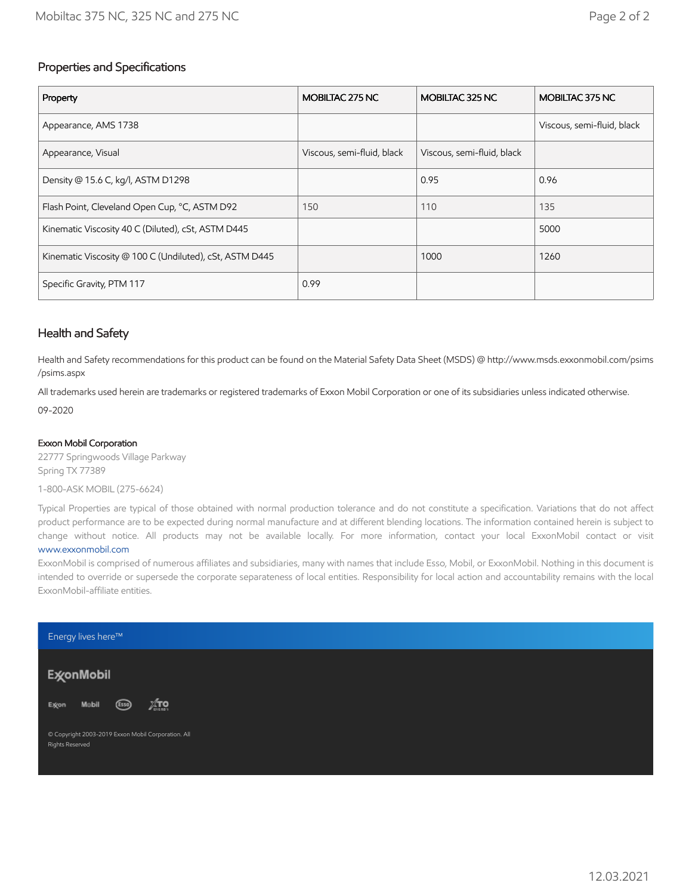## Properties and Specifications

| Property | MOBILTAC 275 NC | MOBILTAC 325 NC | MOBILTAC 375 NC |
|---|---|---|---|
| Appearance, AMS 1738 | | | Viscous, semi-fluid, black |
| Appearance, Visual | Viscous, semi-fluid, black | Viscous, semi-fluid, black | |
| Density @ 15.6 C, kg/l, ASTM D1298 | | 0.95 | 0.96 |
| Flash Point, Cleveland Open Cup, °C, ASTM D92 | 150 | 110 | 135 |
| Kinematic Viscosity 40 C (Diluted), cSt, ASTM D445 | | | 5000 |
| Kinematic Viscosity @ 100 C (Undiluted), cSt, ASTM D445 | | 1000 | 1260 |
| Specific Gravity, PTM 117 | 0.99 | | |

## Health and Safety

Health and Safety recommendations for this product can be found on the Material Safety Data Sheet (MSDS) @ http://www.msds.exxonmobil.com/psims/psims.aspx

All trademarks used herein are trademarks or registered trademarks of Exxon Mobil Corporation or one of its subsidiaries unless indicated otherwise.

09-2020

**Exxon Mobil Corporation**
22777 Springwoods Village Parkway
Spring TX 77389

1-800-ASK MOBIL (275-6624)

Typical Properties are typical of those obtained with normal production tolerance and do not constitute a specification. Variations that do not affect product performance are to be expected during normal manufacture and at different blending locations. The information contained herein is subject to change without notice. All products may not be available locally. For more information, contact your local ExxonMobil contact or visit www.exxonmobil.com

ExxonMobil is comprised of numerous affiliates and subsidiaries, many with names that include Esso, Mobil, or ExxonMobil. Nothing in this document is intended to override or supersede the corporate separateness of local entities. Responsibility for local action and accountability remains with the local ExxonMobil-affiliate entities.

Energy lives here™

ExxonMobil

Exxon Mobil Esso XTO

© Copyright 2003-2019 Exxon Mobil Corporation. All Rights Reserved

12.03.2021